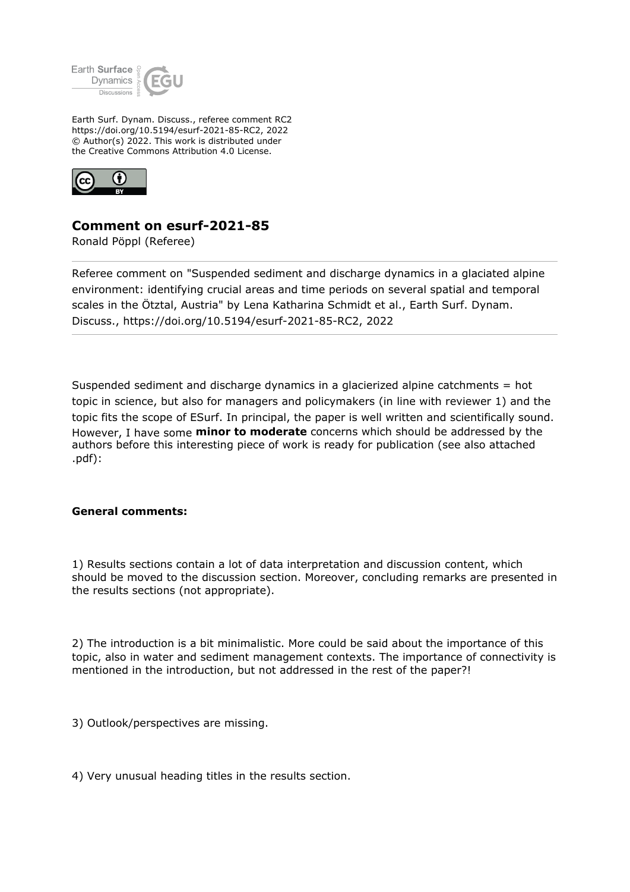Earth Surf. Dynam. Discuss., referee comment RC2
https://doi.org/10.5194/esurf-2021-85-RC2, 2022
© Author(s) 2022. This work is distributed under
the Creative Commons Attribution 4.0 License.

## Comment on esurf-2021-85

Ronald Pöppl (Referee)

Referee comment on "Suspended sediment and discharge dynamics in a glaciated alpine environment: identifying crucial areas and time periods on several spatial and temporal scales in the Ötztal, Austria" by Lena Katharina Schmidt et al., Earth Surf. Dynam. Discuss., https://doi.org/10.5194/esurf-2021-85-RC2, 2022

Suspended sediment and discharge dynamics in a glacierized alpine catchments = hot topic in science, but also for managers and policymakers (in line with reviewer 1) and the topic fits the scope of ESurf. In principal, the paper is well written and scientifically sound. However, I have some **minor to moderate** concerns which should be addressed by the authors before this interesting piece of work is ready for publication (see also attached .pdf):

**General comments:**

1) Results sections contain a lot of data interpretation and discussion content, which should be moved to the discussion section. Moreover, concluding remarks are presented in the results sections (not appropriate).

2) The introduction is a bit minimalistic. More could be said about the importance of this topic, also in water and sediment management contexts. The importance of connectivity is mentioned in the introduction, but not addressed in the rest of the paper?!

3) Outlook/perspectives are missing.

4) Very unusual heading titles in the results section.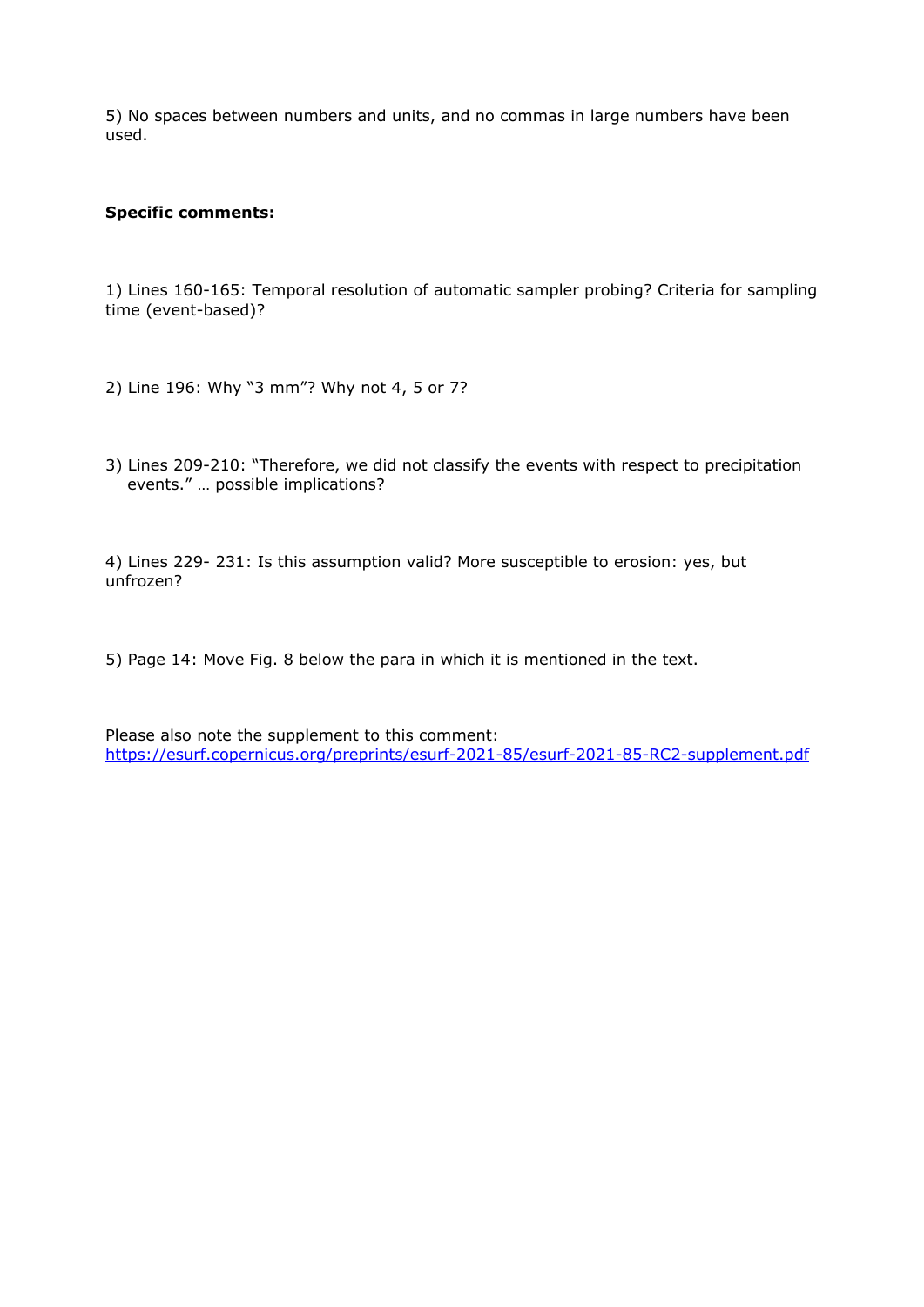5) No spaces between numbers and units, and no commas in large numbers have been used.

**Specific comments:**

1) Lines 160-165: Temporal resolution of automatic sampler probing? Criteria for sampling time (event-based)?

2) Line 196: Why "3 mm"? Why not 4, 5 or 7?

3) Lines 209-210: "Therefore, we did not classify the events with respect to precipitation events." … possible implications?

4) Lines 229- 231: Is this assumption valid? More susceptible to erosion: yes, but unfrozen?

5) Page 14: Move Fig. 8 below the para in which it is mentioned in the text.

Please also note the supplement to this comment:
https://esurf.copernicus.org/preprints/esurf-2021-85/esurf-2021-85-RC2-supplement.pdf